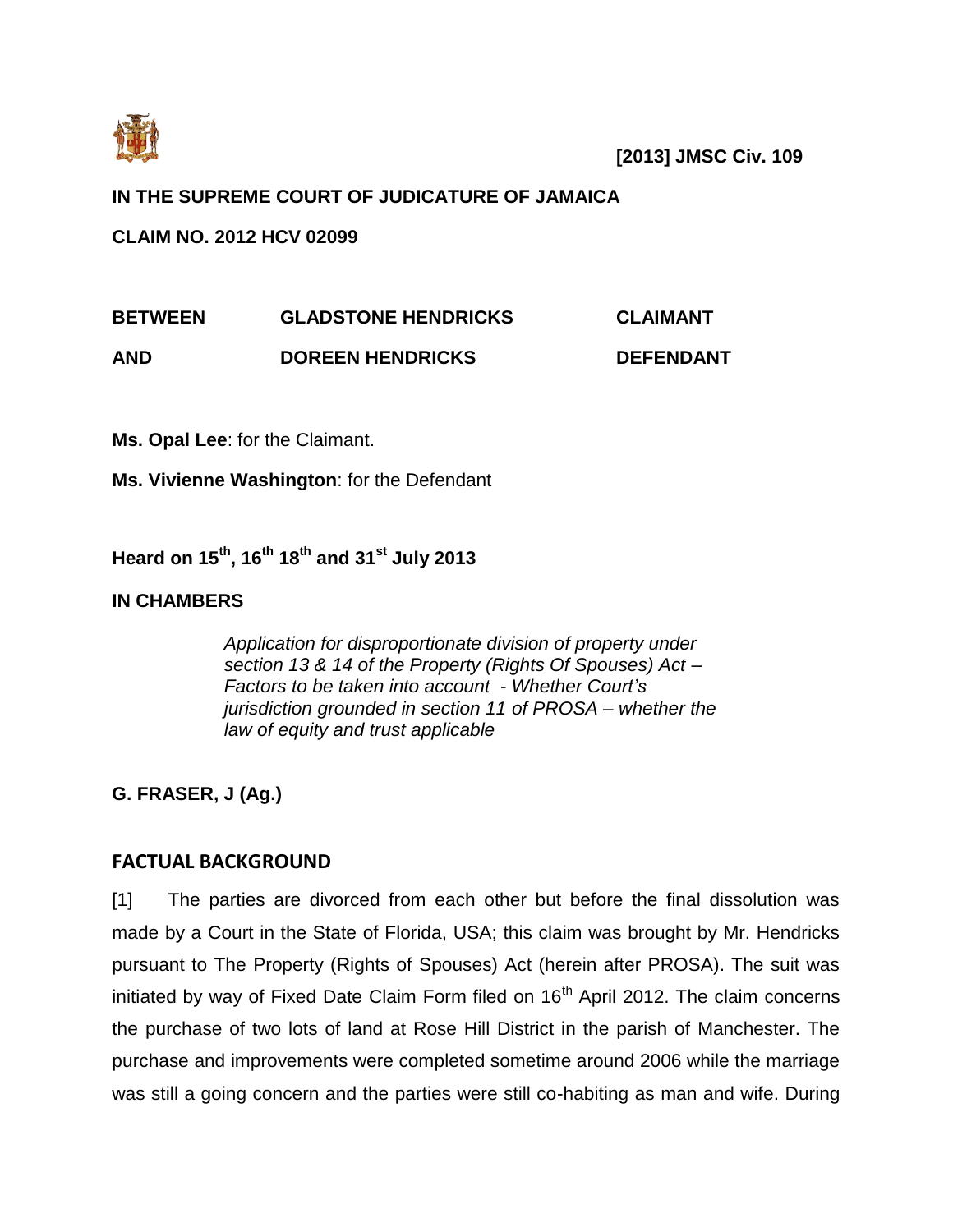**[2013] JMSC Civ. 109**

**IN THE SUPREME COURT OF JUDICATURE OF JAMAICA**

**CLAIM NO. 2012 HCV 02099**

| | | |
|---|---|---|
| **BETWEEN** | **GLADSTONE HENDRICKS** | **CLAIMANT** |
| **AND** | **DOREEN HENDRICKS** | **DEFENDANT** |

**Ms. Opal Lee**: for the Claimant.

**Ms. Vivienne Washington**: for the Defendant

**Heard on 15th, 16th 18th and 31st July 2013**

**IN CHAMBERS**

*Application for disproportionate division of property under section 13 & 14 of the Property (Rights Of Spouses) Act – Factors to be taken into account - Whether Court's jurisdiction grounded in section 11 of PROSA – whether the law of equity and trust applicable*

**G. FRASER, J (Ag.)**

## FACTUAL BACKGROUND

[1] The parties are divorced from each other but before the final dissolution was made by a Court in the State of Florida, USA; this claim was brought by Mr. Hendricks pursuant to The Property (Rights of Spouses) Act (herein after PROSA). The suit was initiated by way of Fixed Date Claim Form filed on 16th April 2012. The claim concerns the purchase of two lots of land at Rose Hill District in the parish of Manchester. The purchase and improvements were completed sometime around 2006 while the marriage was still a going concern and the parties were still co-habiting as man and wife. During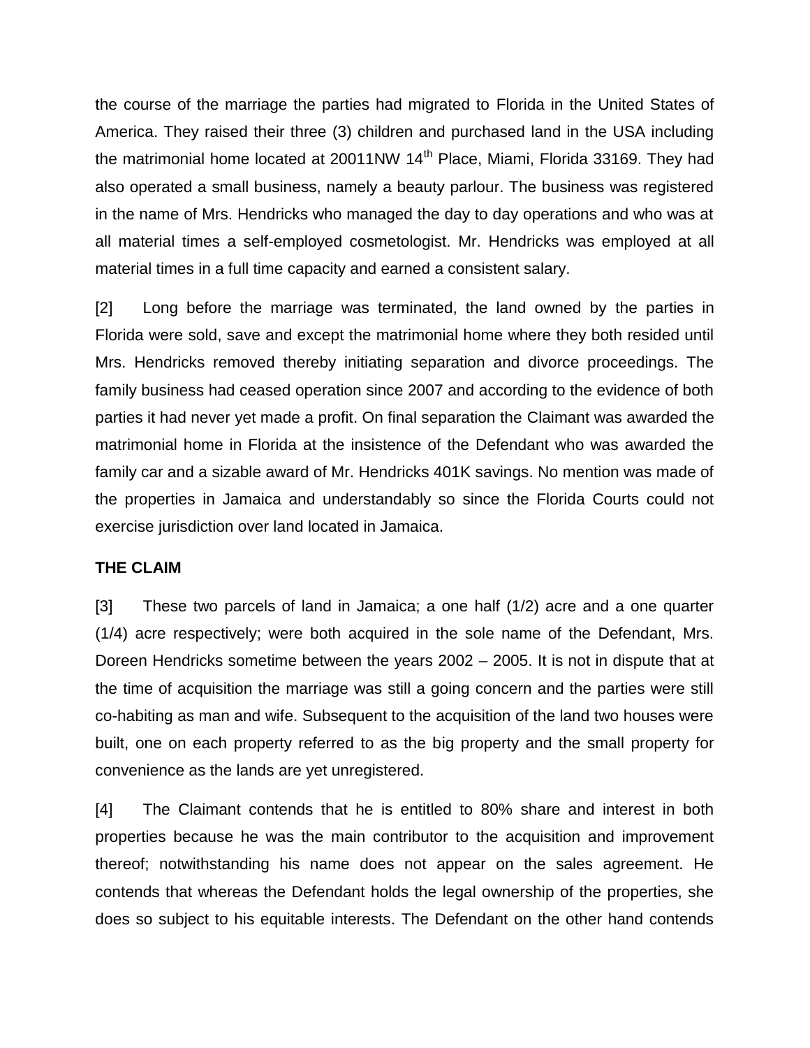the course of the marriage the parties had migrated to Florida in the United States of America. They raised their three (3) children and purchased land in the USA including the matrimonial home located at 20011NW 14th Place, Miami, Florida 33169. They had also operated a small business, namely a beauty parlour. The business was registered in the name of Mrs. Hendricks who managed the day to day operations and who was at all material times a self-employed cosmetologist. Mr. Hendricks was employed at all material times in a full time capacity and earned a consistent salary.

[2] Long before the marriage was terminated, the land owned by the parties in Florida were sold, save and except the matrimonial home where they both resided until Mrs. Hendricks removed thereby initiating separation and divorce proceedings. The family business had ceased operation since 2007 and according to the evidence of both parties it had never yet made a profit. On final separation the Claimant was awarded the matrimonial home in Florida at the insistence of the Defendant who was awarded the family car and a sizable award of Mr. Hendricks 401K savings. No mention was made of the properties in Jamaica and understandably so since the Florida Courts could not exercise jurisdiction over land located in Jamaica.

**THE CLAIM**

[3] These two parcels of land in Jamaica; a one half (1/2) acre and a one quarter (1/4) acre respectively; were both acquired in the sole name of the Defendant, Mrs. Doreen Hendricks sometime between the years 2002 – 2005. It is not in dispute that at the time of acquisition the marriage was still a going concern and the parties were still co-habiting as man and wife. Subsequent to the acquisition of the land two houses were built, one on each property referred to as the big property and the small property for convenience as the lands are yet unregistered.

[4] The Claimant contends that he is entitled to 80% share and interest in both properties because he was the main contributor to the acquisition and improvement thereof; notwithstanding his name does not appear on the sales agreement. He contends that whereas the Defendant holds the legal ownership of the properties, she does so subject to his equitable interests. The Defendant on the other hand contends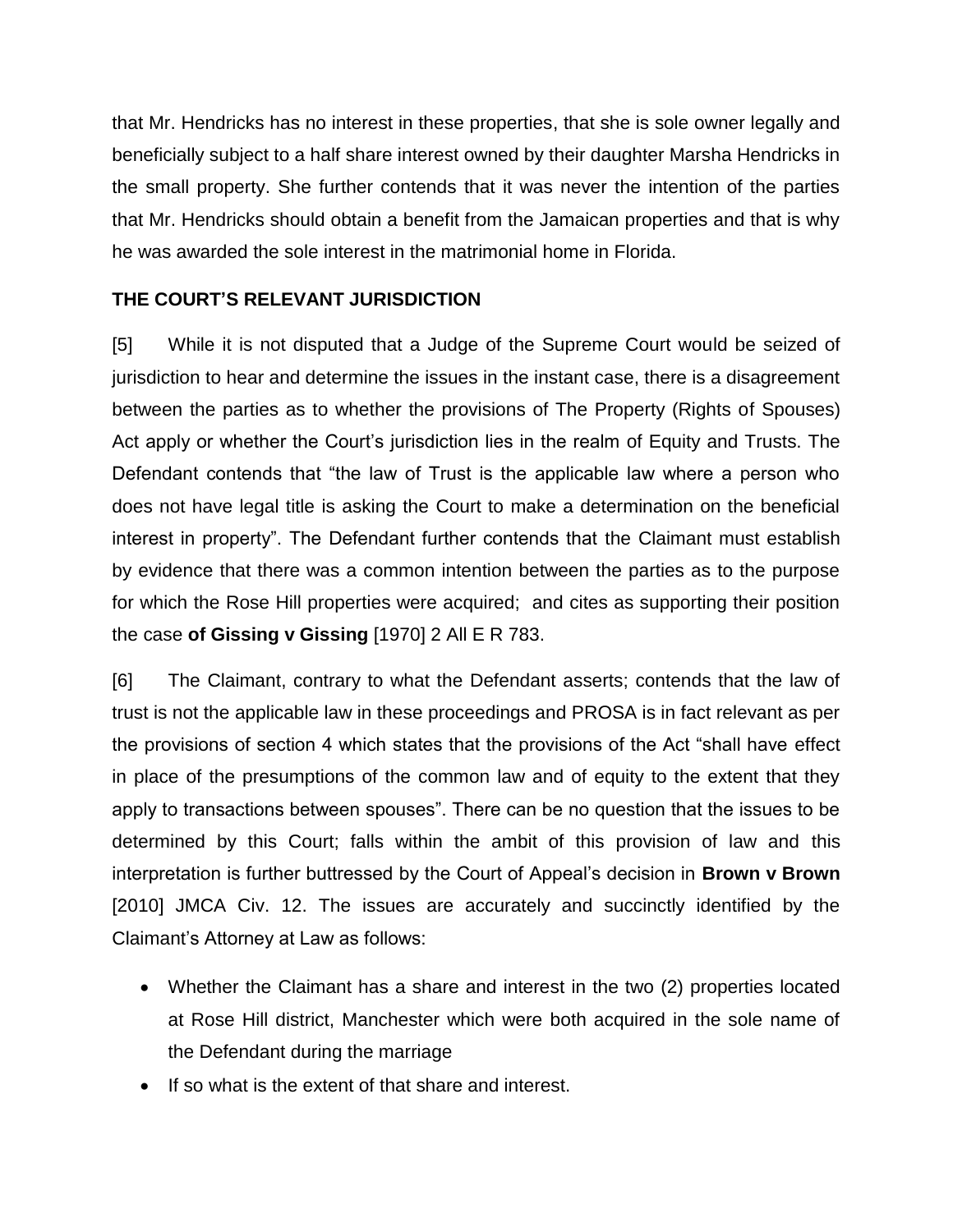that Mr. Hendricks has no interest in these properties, that she is sole owner legally and beneficially subject to a half share interest owned by their daughter Marsha Hendricks in the small property. She further contends that it was never the intention of the parties that Mr. Hendricks should obtain a benefit from the Jamaican properties and that is why he was awarded the sole interest in the matrimonial home in Florida.

## THE COURT'S RELEVANT JURISDICTION

[5] While it is not disputed that a Judge of the Supreme Court would be seized of jurisdiction to hear and determine the issues in the instant case, there is a disagreement between the parties as to whether the provisions of The Property (Rights of Spouses) Act apply or whether the Court's jurisdiction lies in the realm of Equity and Trusts. The Defendant contends that "the law of Trust is the applicable law where a person who does not have legal title is asking the Court to make a determination on the beneficial interest in property". The Defendant further contends that the Claimant must establish by evidence that there was a common intention between the parties as to the purpose for which the Rose Hill properties were acquired; and cites as supporting their position the case **of Gissing v Gissing** [1970] 2 All E R 783.

[6] The Claimant, contrary to what the Defendant asserts; contends that the law of trust is not the applicable law in these proceedings and PROSA is in fact relevant as per the provisions of section 4 which states that the provisions of the Act "shall have effect in place of the presumptions of the common law and of equity to the extent that they apply to transactions between spouses". There can be no question that the issues to be determined by this Court; falls within the ambit of this provision of law and this interpretation is further buttressed by the Court of Appeal's decision in **Brown v Brown** [2010] JMCA Civ. 12. The issues are accurately and succinctly identified by the Claimant's Attorney at Law as follows:

- Whether the Claimant has a share and interest in the two (2) properties located at Rose Hill district, Manchester which were both acquired in the sole name of the Defendant during the marriage
- If so what is the extent of that share and interest.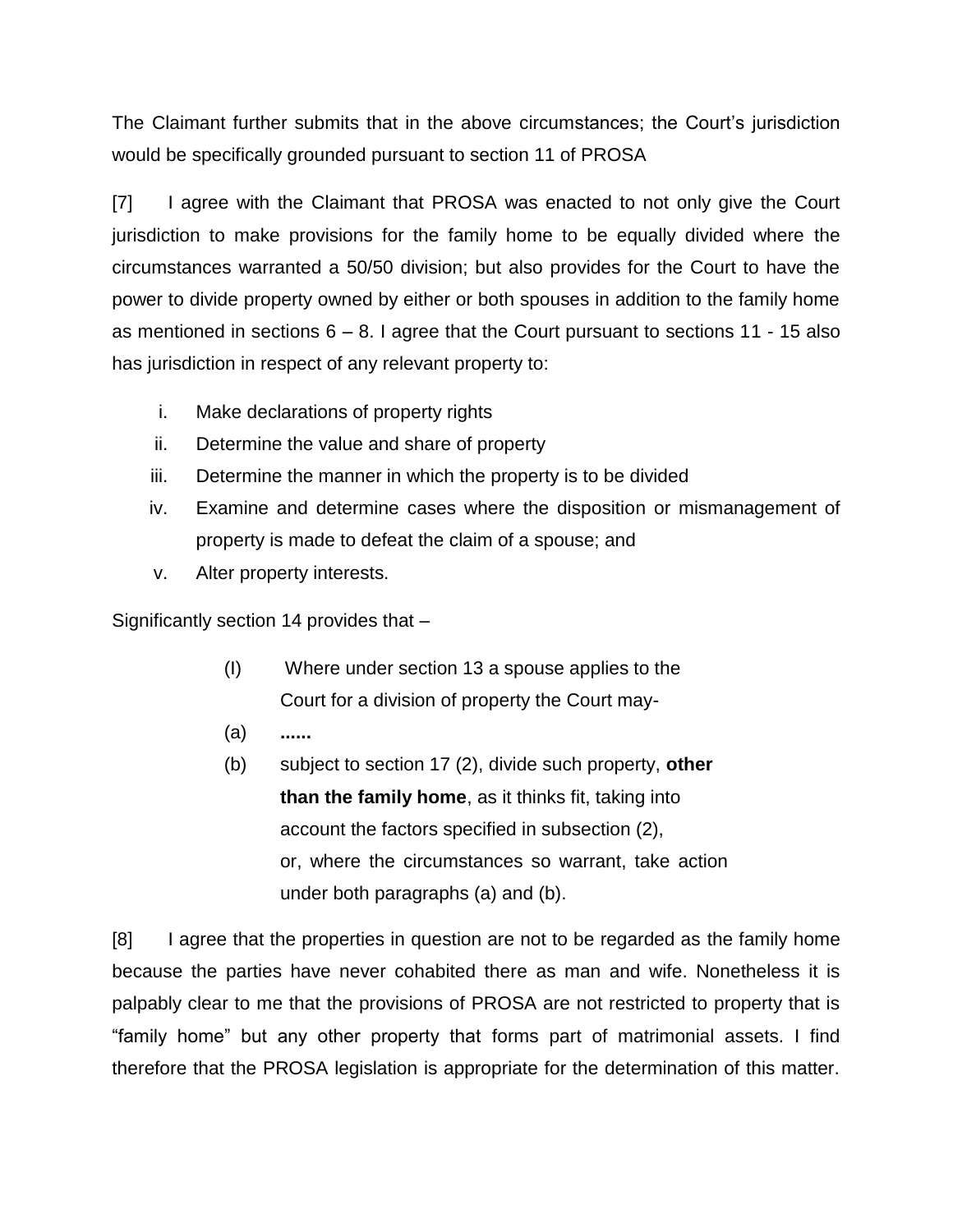The Claimant further submits that in the above circumstances; the Court's jurisdiction would be specifically grounded pursuant to section 11 of PROSA

[7] I agree with the Claimant that PROSA was enacted to not only give the Court jurisdiction to make provisions for the family home to be equally divided where the circumstances warranted a 50/50 division; but also provides for the Court to have the power to divide property owned by either or both spouses in addition to the family home as mentioned in sections 6 – 8. I agree that the Court pursuant to sections 11 - 15 also has jurisdiction in respect of any relevant property to:

i. Make declarations of property rights
ii. Determine the value and share of property
iii. Determine the manner in which the property is to be divided
iv. Examine and determine cases where the disposition or mismanagement of property is made to defeat the claim of a spouse; and
v. Alter property interests.

Significantly section 14 provides that –

> (I) Where under section 13 a spouse applies to the Court for a division of property the Court may-
>
> (a) **......**
>
> (b) subject to section 17 (2), divide such property, **other than the family home**, as it thinks fit, taking into account the factors specified in subsection (2), or, where the circumstances so warrant, take action under both paragraphs (a) and (b).

[8] I agree that the properties in question are not to be regarded as the family home because the parties have never cohabited there as man and wife. Nonetheless it is palpably clear to me that the provisions of PROSA are not restricted to property that is "family home" but any other property that forms part of matrimonial assets. I find therefore that the PROSA legislation is appropriate for the determination of this matter.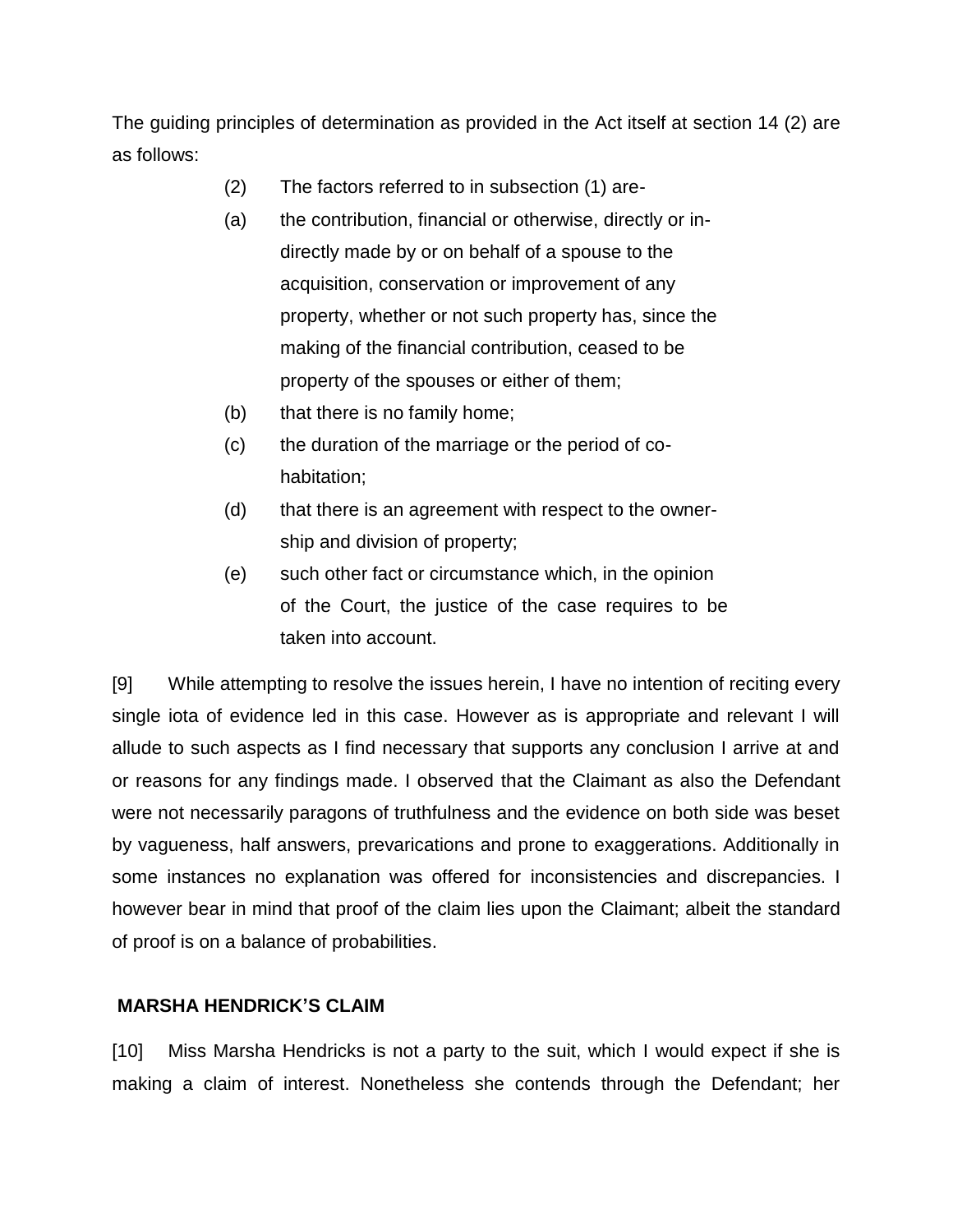The guiding principles of determination as provided in the Act itself at section 14 (2) are as follows:

> (2) The factors referred to in subsection (1) are-
>
> (a) the contribution, financial or otherwise, directly or indirectly made by or on behalf of a spouse to the acquisition, conservation or improvement of any property, whether or not such property has, since the making of the financial contribution, ceased to be property of the spouses or either of them;
>
> (b) that there is no family home;
>
> (c) the duration of the marriage or the period of co-habitation;
>
> (d) that there is an agreement with respect to the ownership and division of property;
>
> (e) such other fact or circumstance which, in the opinion of the Court, the justice of the case requires to be taken into account.

[9] While attempting to resolve the issues herein, I have no intention of reciting every single iota of evidence led in this case. However as is appropriate and relevant I will allude to such aspects as I find necessary that supports any conclusion I arrive at and or reasons for any findings made. I observed that the Claimant as also the Defendant were not necessarily paragons of truthfulness and the evidence on both side was beset by vagueness, half answers, prevarications and prone to exaggerations. Additionally in some instances no explanation was offered for inconsistencies and discrepancies. I however bear in mind that proof of the claim lies upon the Claimant; albeit the standard of proof is on a balance of probabilities.

**MARSHA HENDRICK'S CLAIM**

[10] Miss Marsha Hendricks is not a party to the suit, which I would expect if she is making a claim of interest. Nonetheless she contends through the Defendant; her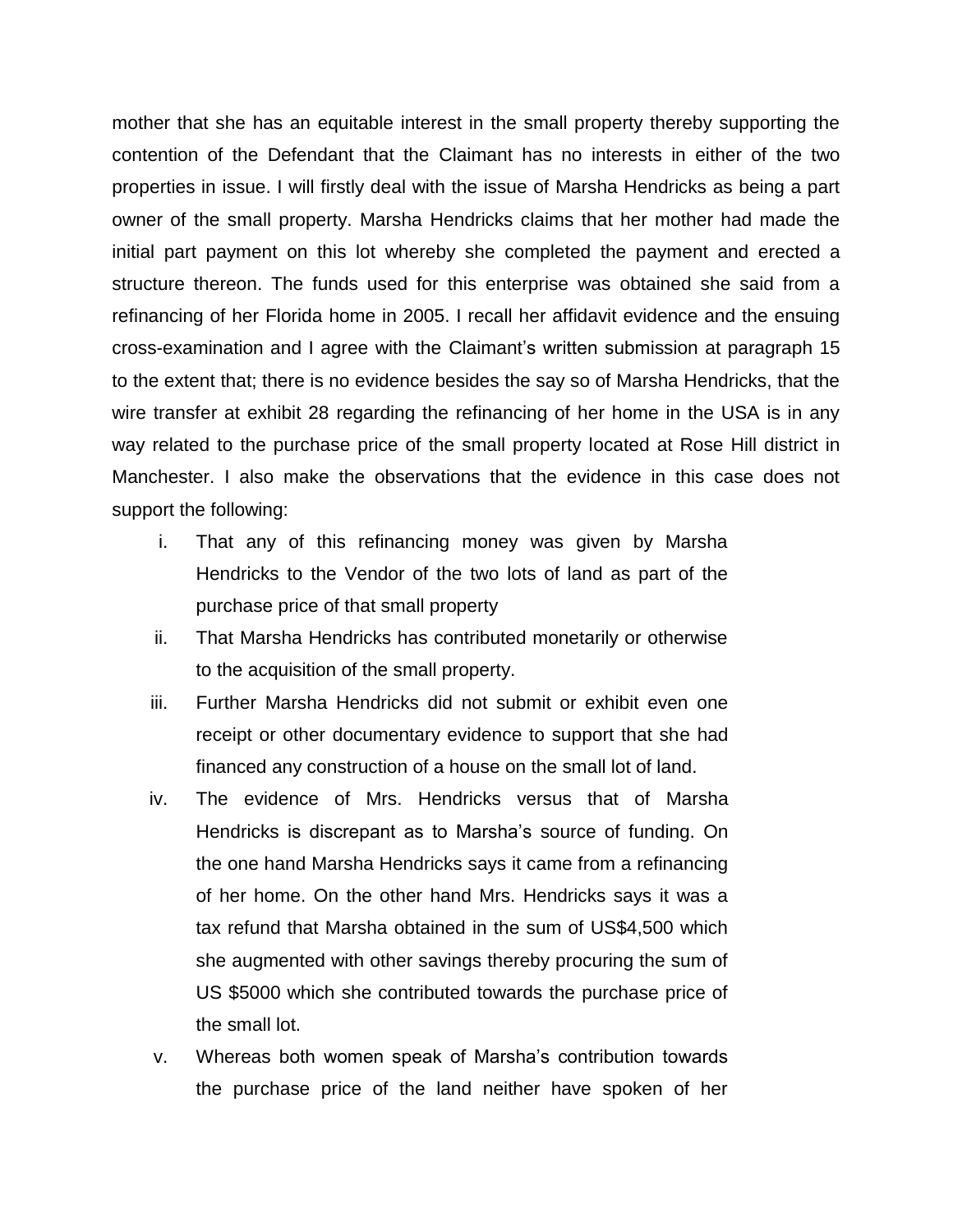mother that she has an equitable interest in the small property thereby supporting the contention of the Defendant that the Claimant has no interests in either of the two properties in issue. I will firstly deal with the issue of Marsha Hendricks as being a part owner of the small property. Marsha Hendricks claims that her mother had made the initial part payment on this lot whereby she completed the payment and erected a structure thereon. The funds used for this enterprise was obtained she said from a refinancing of her Florida home in 2005. I recall her affidavit evidence and the ensuing cross-examination and I agree with the Claimant's written submission at paragraph 15 to the extent that; there is no evidence besides the say so of Marsha Hendricks, that the wire transfer at exhibit 28 regarding the refinancing of her home in the USA is in any way related to the purchase price of the small property located at Rose Hill district in Manchester. I also make the observations that the evidence in this case does not support the following:

i. That any of this refinancing money was given by Marsha Hendricks to the Vendor of the two lots of land as part of the purchase price of that small property

ii. That Marsha Hendricks has contributed monetarily or otherwise to the acquisition of the small property.

iii. Further Marsha Hendricks did not submit or exhibit even one receipt or other documentary evidence to support that she had financed any construction of a house on the small lot of land.

iv. The evidence of Mrs. Hendricks versus that of Marsha Hendricks is discrepant as to Marsha's source of funding. On the one hand Marsha Hendricks says it came from a refinancing of her home. On the other hand Mrs. Hendricks says it was a tax refund that Marsha obtained in the sum of US$4,500 which she augmented with other savings thereby procuring the sum of US $5000 which she contributed towards the purchase price of the small lot.

v. Whereas both women speak of Marsha's contribution towards the purchase price of the land neither have spoken of her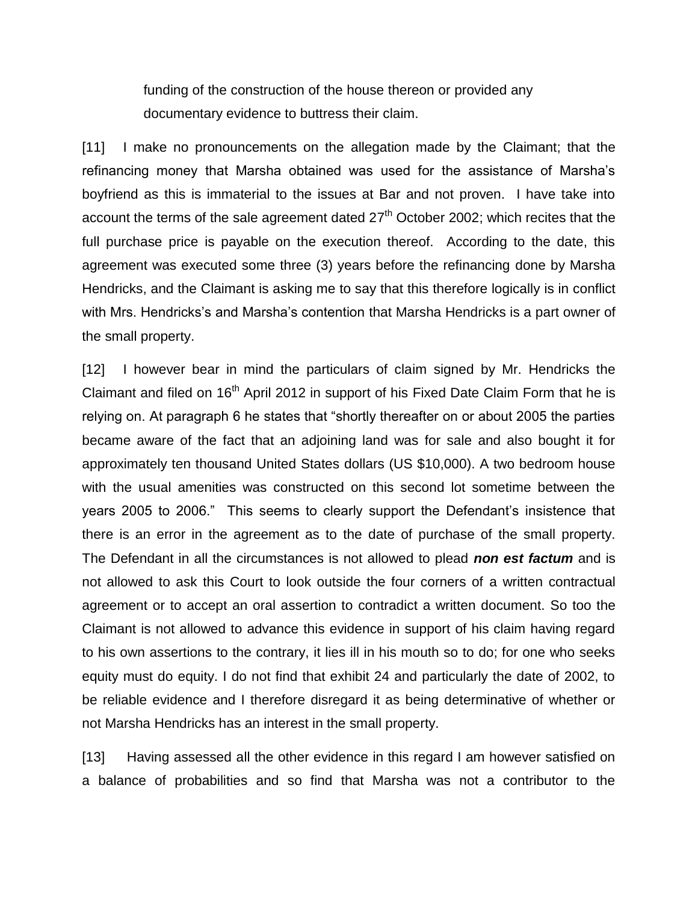funding of the construction of the house thereon or provided any documentary evidence to buttress their claim.

[11] I make no pronouncements on the allegation made by the Claimant; that the refinancing money that Marsha obtained was used for the assistance of Marsha's boyfriend as this is immaterial to the issues at Bar and not proven. I have take into account the terms of the sale agreement dated 27th October 2002; which recites that the full purchase price is payable on the execution thereof. According to the date, this agreement was executed some three (3) years before the refinancing done by Marsha Hendricks, and the Claimant is asking me to say that this therefore logically is in conflict with Mrs. Hendricks's and Marsha's contention that Marsha Hendricks is a part owner of the small property.

[12] I however bear in mind the particulars of claim signed by Mr. Hendricks the Claimant and filed on 16th April 2012 in support of his Fixed Date Claim Form that he is relying on. At paragraph 6 he states that "shortly thereafter on or about 2005 the parties became aware of the fact that an adjoining land was for sale and also bought it for approximately ten thousand United States dollars (US $10,000). A two bedroom house with the usual amenities was constructed on this second lot sometime between the years 2005 to 2006." This seems to clearly support the Defendant's insistence that there is an error in the agreement as to the date of purchase of the small property. The Defendant in all the circumstances is not allowed to plead ***non est factum*** and is not allowed to ask this Court to look outside the four corners of a written contractual agreement or to accept an oral assertion to contradict a written document. So too the Claimant is not allowed to advance this evidence in support of his claim having regard to his own assertions to the contrary, it lies ill in his mouth so to do; for one who seeks equity must do equity. I do not find that exhibit 24 and particularly the date of 2002, to be reliable evidence and I therefore disregard it as being determinative of whether or not Marsha Hendricks has an interest in the small property.

[13] Having assessed all the other evidence in this regard I am however satisfied on a balance of probabilities and so find that Marsha was not a contributor to the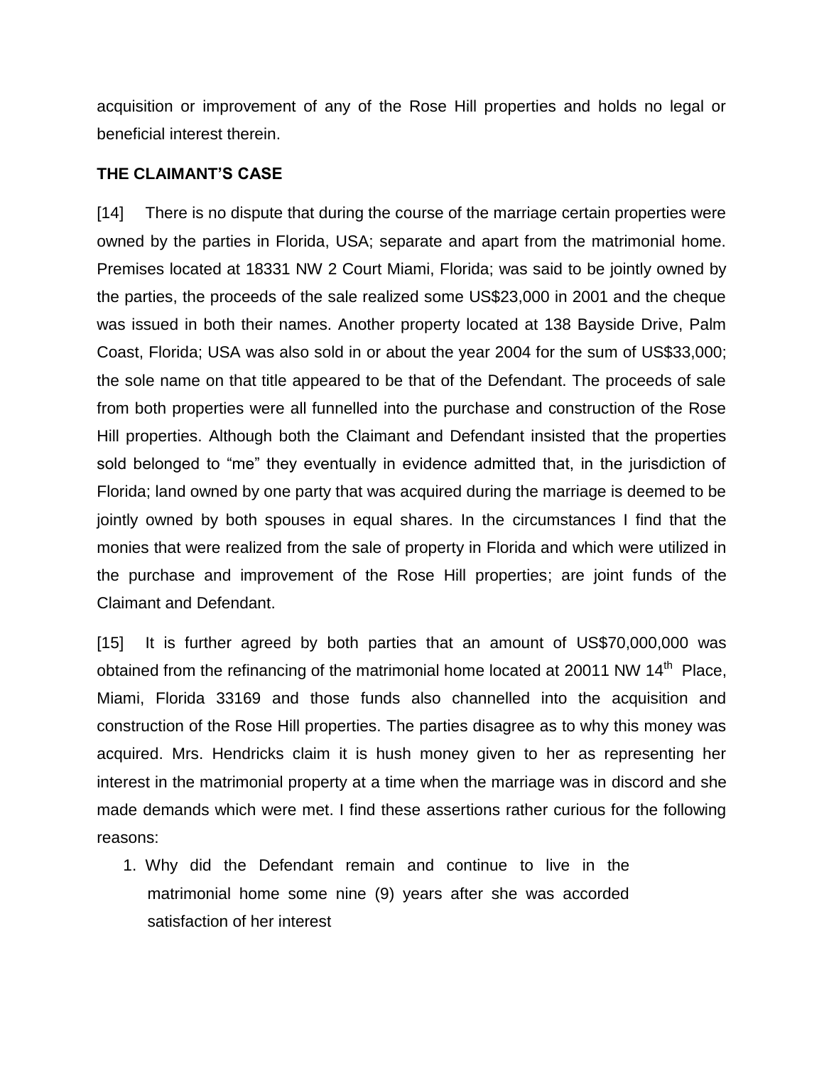acquisition or improvement of any of the Rose Hill properties and holds no legal or beneficial interest therein.

### THE CLAIMANT'S CASE

[14] There is no dispute that during the course of the marriage certain properties were owned by the parties in Florida, USA; separate and apart from the matrimonial home. Premises located at 18331 NW 2 Court Miami, Florida; was said to be jointly owned by the parties, the proceeds of the sale realized some US$23,000 in 2001 and the cheque was issued in both their names. Another property located at 138 Bayside Drive, Palm Coast, Florida; USA was also sold in or about the year 2004 for the sum of US$33,000; the sole name on that title appeared to be that of the Defendant. The proceeds of sale from both properties were all funnelled into the purchase and construction of the Rose Hill properties. Although both the Claimant and Defendant insisted that the properties sold belonged to "me" they eventually in evidence admitted that, in the jurisdiction of Florida; land owned by one party that was acquired during the marriage is deemed to be jointly owned by both spouses in equal shares. In the circumstances I find that the monies that were realized from the sale of property in Florida and which were utilized in the purchase and improvement of the Rose Hill properties; are joint funds of the Claimant and Defendant.

[15] It is further agreed by both parties that an amount of US$70,000,000 was obtained from the refinancing of the matrimonial home located at 20011 NW 14th Place, Miami, Florida 33169 and those funds also channelled into the acquisition and construction of the Rose Hill properties. The parties disagree as to why this money was acquired. Mrs. Hendricks claim it is hush money given to her as representing her interest in the matrimonial property at a time when the marriage was in discord and she made demands which were met. I find these assertions rather curious for the following reasons:

1. Why did the Defendant remain and continue to live in the matrimonial home some nine (9) years after she was accorded satisfaction of her interest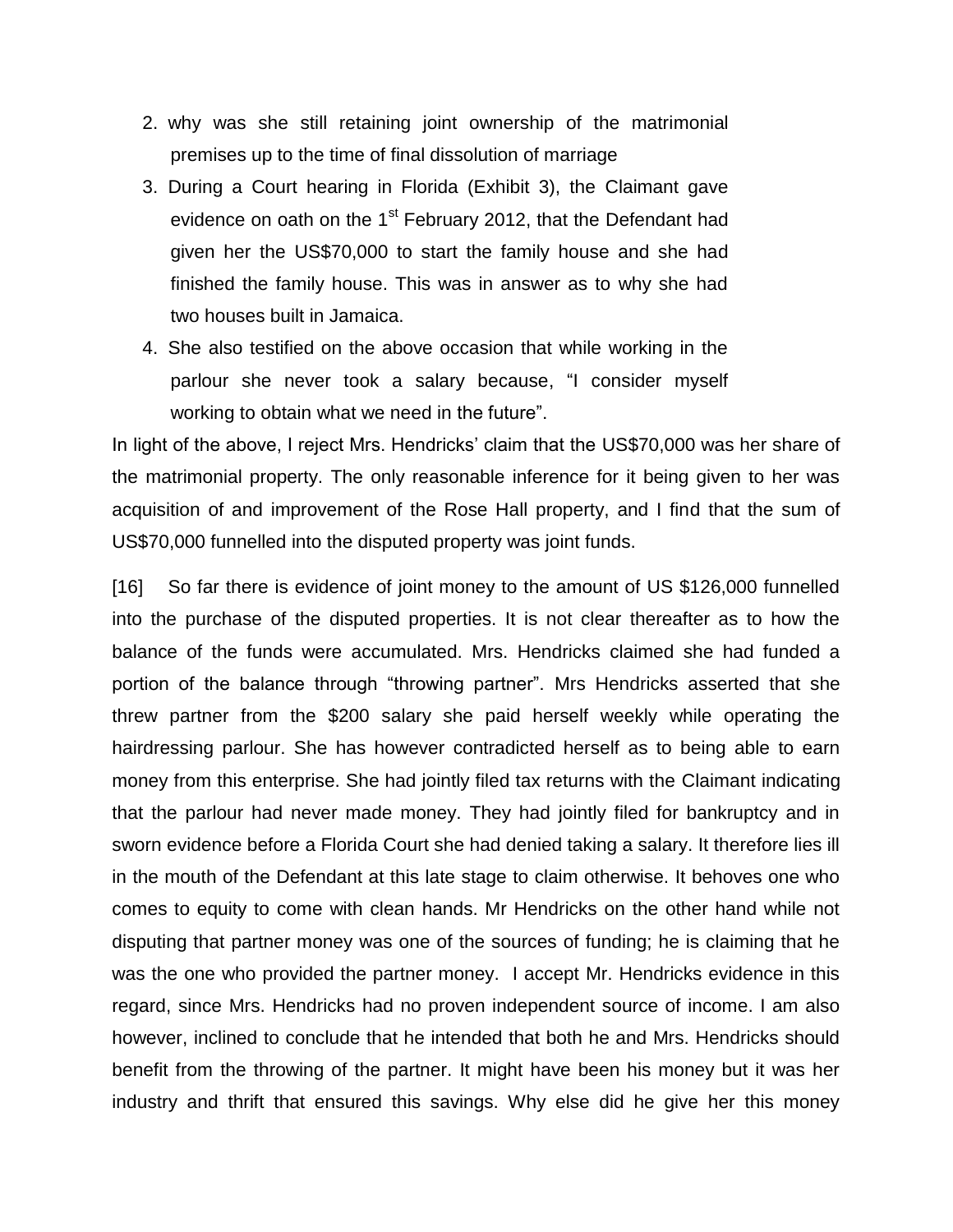2. why was she still retaining joint ownership of the matrimonial premises up to the time of final dissolution of marriage
3. During a Court hearing in Florida (Exhibit 3), the Claimant gave evidence on oath on the 1st February 2012, that the Defendant had given her the US$70,000 to start the family house and she had finished the family house. This was in answer as to why she had two houses built in Jamaica.
4. She also testified on the above occasion that while working in the parlour she never took a salary because, "I consider myself working to obtain what we need in the future".

In light of the above, I reject Mrs. Hendricks' claim that the US$70,000 was her share of the matrimonial property. The only reasonable inference for it being given to her was acquisition of and improvement of the Rose Hall property, and I find that the sum of US$70,000 funnelled into the disputed property was joint funds.

[16] So far there is evidence of joint money to the amount of US $126,000 funnelled into the purchase of the disputed properties. It is not clear thereafter as to how the balance of the funds were accumulated. Mrs. Hendricks claimed she had funded a portion of the balance through "throwing partner". Mrs Hendricks asserted that she threw partner from the $200 salary she paid herself weekly while operating the hairdressing parlour. She has however contradicted herself as to being able to earn money from this enterprise. She had jointly filed tax returns with the Claimant indicating that the parlour had never made money. They had jointly filed for bankruptcy and in sworn evidence before a Florida Court she had denied taking a salary. It therefore lies ill in the mouth of the Defendant at this late stage to claim otherwise. It behoves one who comes to equity to come with clean hands. Mr Hendricks on the other hand while not disputing that partner money was one of the sources of funding; he is claiming that he was the one who provided the partner money. I accept Mr. Hendricks evidence in this regard, since Mrs. Hendricks had no proven independent source of income. I am also however, inclined to conclude that he intended that both he and Mrs. Hendricks should benefit from the throwing of the partner. It might have been his money but it was her industry and thrift that ensured this savings. Why else did he give her this money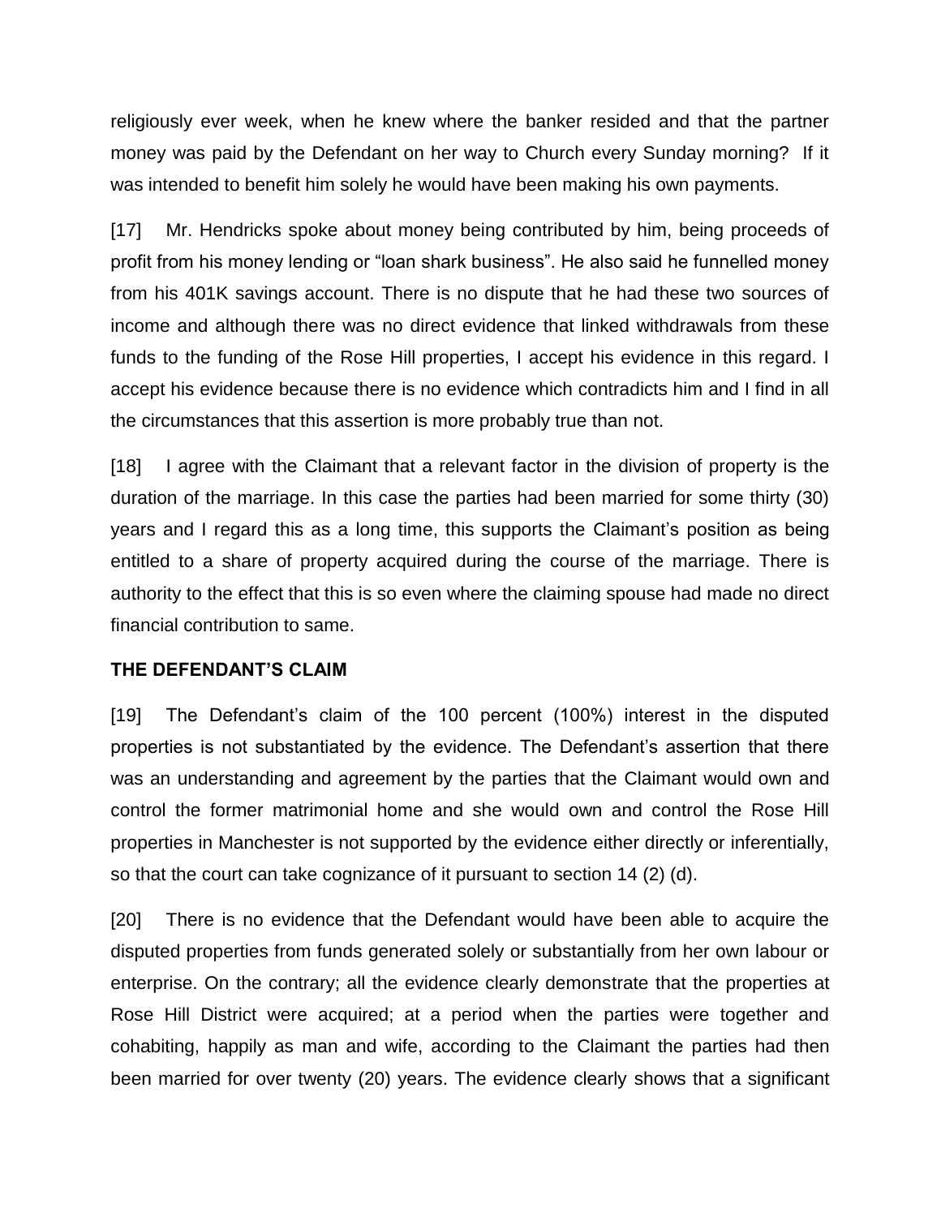religiously ever week, when he knew where the banker resided and that the partner money was paid by the Defendant on her way to Church every Sunday morning? If it was intended to benefit him solely he would have been making his own payments.

[17] Mr. Hendricks spoke about money being contributed by him, being proceeds of profit from his money lending or "loan shark business". He also said he funnelled money from his 401K savings account. There is no dispute that he had these two sources of income and although there was no direct evidence that linked withdrawals from these funds to the funding of the Rose Hill properties, I accept his evidence in this regard. I accept his evidence because there is no evidence which contradicts him and I find in all the circumstances that this assertion is more probably true than not.

[18] I agree with the Claimant that a relevant factor in the division of property is the duration of the marriage. In this case the parties had been married for some thirty (30) years and I regard this as a long time, this supports the Claimant's position as being entitled to a share of property acquired during the course of the marriage. There is authority to the effect that this is so even where the claiming spouse had made no direct financial contribution to same.

**THE DEFENDANT'S CLAIM**

[19] The Defendant's claim of the 100 percent (100%) interest in the disputed properties is not substantiated by the evidence. The Defendant's assertion that there was an understanding and agreement by the parties that the Claimant would own and control the former matrimonial home and she would own and control the Rose Hill properties in Manchester is not supported by the evidence either directly or inferentially, so that the court can take cognizance of it pursuant to section 14 (2) (d).

[20] There is no evidence that the Defendant would have been able to acquire the disputed properties from funds generated solely or substantially from her own labour or enterprise. On the contrary; all the evidence clearly demonstrate that the properties at Rose Hill District were acquired; at a period when the parties were together and cohabiting, happily as man and wife, according to the Claimant the parties had then been married for over twenty (20) years. The evidence clearly shows that a significant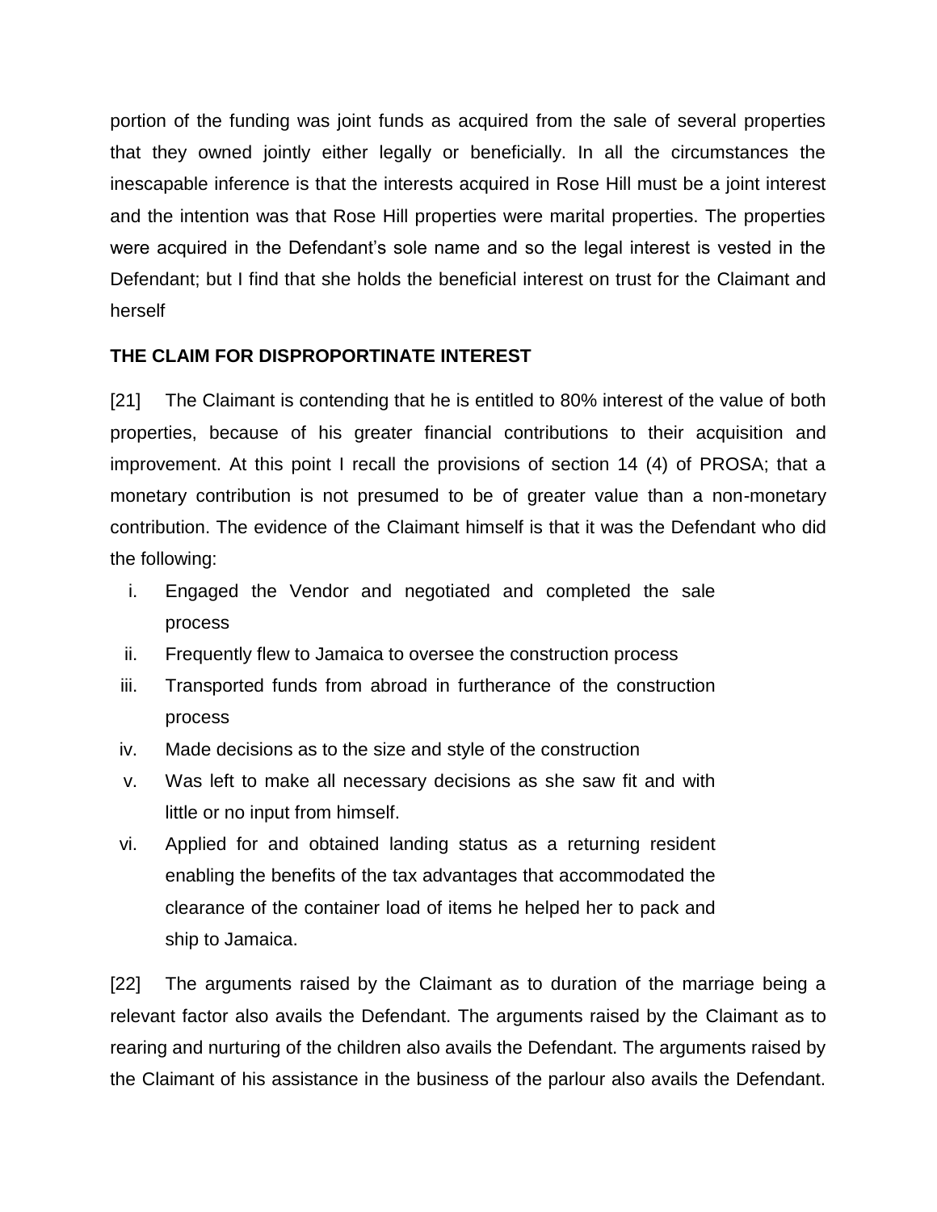portion of the funding was joint funds as acquired from the sale of several properties that they owned jointly either legally or beneficially. In all the circumstances the inescapable inference is that the interests acquired in Rose Hill must be a joint interest and the intention was that Rose Hill properties were marital properties. The properties were acquired in the Defendant's sole name and so the legal interest is vested in the Defendant; but I find that she holds the beneficial interest on trust for the Claimant and herself

**THE CLAIM FOR DISPROPORTINATE INTEREST**

[21] The Claimant is contending that he is entitled to 80% interest of the value of both properties, because of his greater financial contributions to their acquisition and improvement. At this point I recall the provisions of section 14 (4) of PROSA; that a monetary contribution is not presumed to be of greater value than a non-monetary contribution. The evidence of the Claimant himself is that it was the Defendant who did the following:

i. Engaged the Vendor and negotiated and completed the sale process
ii. Frequently flew to Jamaica to oversee the construction process
iii. Transported funds from abroad in furtherance of the construction process
iv. Made decisions as to the size and style of the construction
v. Was left to make all necessary decisions as she saw fit and with little or no input from himself.
vi. Applied for and obtained landing status as a returning resident enabling the benefits of the tax advantages that accommodated the clearance of the container load of items he helped her to pack and ship to Jamaica.

[22] The arguments raised by the Claimant as to duration of the marriage being a relevant factor also avails the Defendant. The arguments raised by the Claimant as to rearing and nurturing of the children also avails the Defendant. The arguments raised by the Claimant of his assistance in the business of the parlour also avails the Defendant.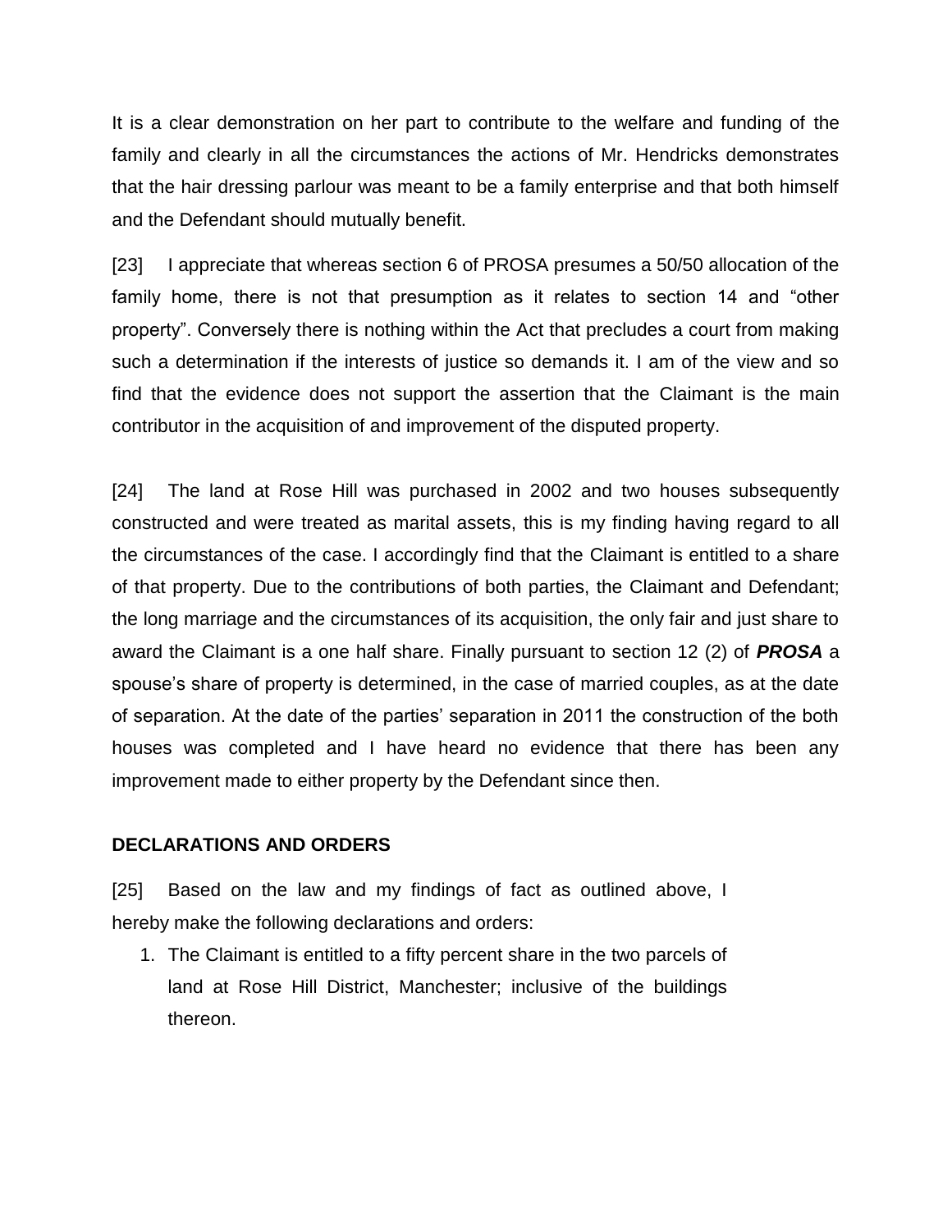It is a clear demonstration on her part to contribute to the welfare and funding of the family and clearly in all the circumstances the actions of Mr. Hendricks demonstrates that the hair dressing parlour was meant to be a family enterprise and that both himself and the Defendant should mutually benefit.

[23] I appreciate that whereas section 6 of PROSA presumes a 50/50 allocation of the family home, there is not that presumption as it relates to section 14 and “other property”. Conversely there is nothing within the Act that precludes a court from making such a determination if the interests of justice so demands it. I am of the view and so find that the evidence does not support the assertion that the Claimant is the main contributor in the acquisition of and improvement of the disputed property.

[24] The land at Rose Hill was purchased in 2002 and two houses subsequently constructed and were treated as marital assets, this is my finding having regard to all the circumstances of the case. I accordingly find that the Claimant is entitled to a share of that property. Due to the contributions of both parties, the Claimant and Defendant; the long marriage and the circumstances of its acquisition, the only fair and just share to award the Claimant is a one half share. Finally pursuant to section 12 (2) of ***PROSA*** a spouse’s share of property is determined, in the case of married couples, as at the date of separation. At the date of the parties’ separation in 2011 the construction of the both houses was completed and I have heard no evidence that there has been any improvement made to either property by the Defendant since then.

## DECLARATIONS AND ORDERS

[25] Based on the law and my findings of fact as outlined above, I hereby make the following declarations and orders:

1. The Claimant is entitled to a fifty percent share in the two parcels of land at Rose Hill District, Manchester; inclusive of the buildings thereon.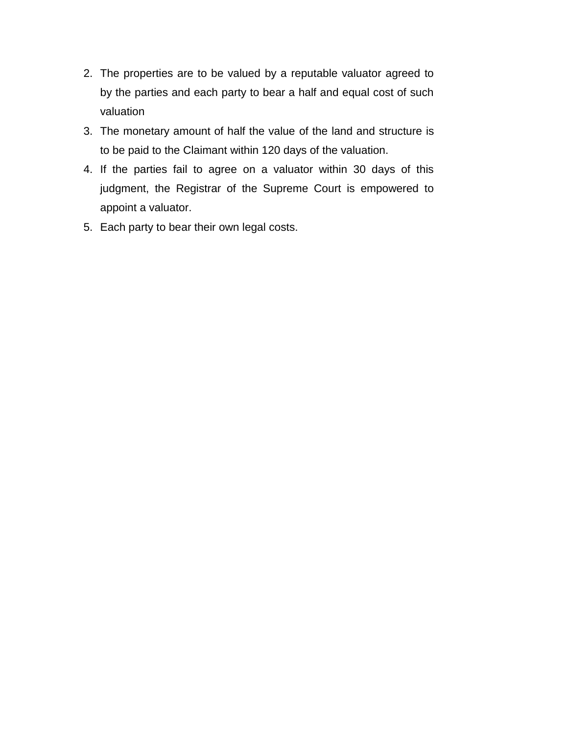2. The properties are to be valued by a reputable valuator agreed to by the parties and each party to bear a half and equal cost of such valuation
3. The monetary amount of half the value of the land and structure is to be paid to the Claimant within 120 days of the valuation.
4. If the parties fail to agree on a valuator within 30 days of this judgment, the Registrar of the Supreme Court is empowered to appoint a valuator.
5. Each party to bear their own legal costs.